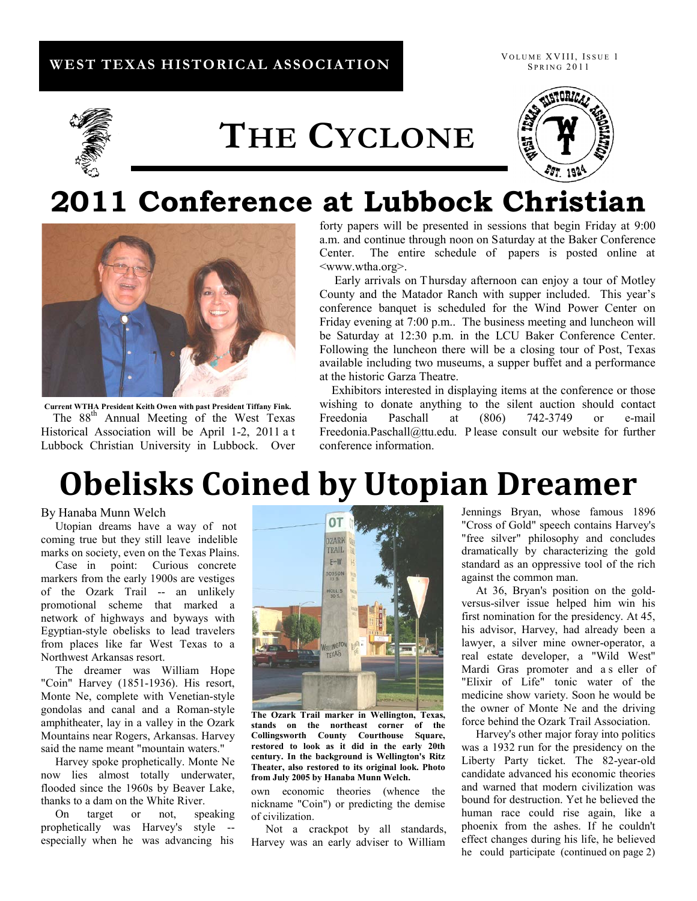WEST TEXAS HISTORICAL ASSOCIATION

# THE CYCLONE

## 2011 Conference at Lubbock Christian

Current WTHA President Keith Owen with past President Tiffany Fink.

The 88th Annual Meeting of the West Texas Historical Association will be April 1-2, 2011 at Lubbock Christian University in Lubbock. Over forty papers will be presented in sessions that begin Friday at 9:00 a.m. and continue through noon on Saturday at the Baker Conference Center. The entire schedule of papers is posted online at <www.wtha.org>.

Early arrivals on Thursday afternoon can enjoy a tour of Motley County and the Matador Ranch with supper included. This year's conference banquet is scheduled for the Wind Power Center on Friday evening at 7:00 p.m.. The business meeting and luncheon will be Saturday at 12:30 p.m. in the LCU Baker Conference Center. Following the luncheon there will be a closing tour of Post, Texas available including two museums, a supper buffet and a performance at the historic Garza Theatre.

Exhibitors interested in displaying items at the conference or those wishing to donate anything to the silent auction should contact Freedonia Paschall at (806) 742-3749 or e-mail Freedonia.Paschall@ttu.edu. Please consult our website for further conference information.

## Obelisks Coined by Utopian Dreamer

By Hanaba Munn Welch

Utopian dreams have a way of not coming true but they still leave indelible marks on society, even on the Texas Plains.

Case in point: Curious concrete markers from the early 1900s are vestiges of the Ozark Trail -- an unlikely promotional scheme that marked a network of highways and byways with Egyptian-style obelisks to lead travelers from places like far West Texas to a Northwest Arkansas resort.

The dreamer was William Hope "Coin" Harvey (1851-1936). His resort, Monte Ne, complete with Venetian-style gondolas and canal and a Roman-style amphitheater, lay in a valley in the Ozark Mountains near Rogers, Arkansas. Harvey said the name meant "mountain waters."

Harvey spoke prophetically. Monte Ne now lies almost totally underwater, flooded since the 1960s by Beaver Lake, thanks to a dam on the White River.

On target or not, speaking prophetically was Harvey's style -- especially when he was advancing his own economic theories (whence the nickname "Coin") or predicting the demise of civilization.

**The Ozark Trail marker in Wellington, Texas, stands on the northeast corner of the Collingsworth County Courthouse Square, restored to look as it did in the early 20th century. In the background is Wellington's Ritz Theater, also restored to its original look. Photo from July 2005 by Hanaba Munn Welch.**

Not a crackpot by all standards, Harvey was an early adviser to William Jennings Bryan, whose famous 1896 "Cross of Gold" speech contains Harvey's "free silver" philosophy and concludes dramatically by characterizing the gold standard as an oppressive tool of the rich against the common man.

At 36, Bryan's position on the gold-versus-silver issue helped him win his first nomination for the presidency. At 45, his advisor, Harvey, had already been a lawyer, a silver mine owner-operator, a real estate developer, a "Wild West" Mardi Gras promoter and a seller of "Elixir of Life" tonic water of the medicine show variety. Soon he would be the owner of Monte Ne and the driving force behind the Ozark Trail Association.

Harvey's other major foray into politics was a 1932 run for the presidency on the Liberty Party ticket. The 82-year-old candidate advanced his economic theories and warned that modern civilization was bound for destruction. Yet he believed the human race could rise again, like a phoenix from the ashes. If he couldn't effect changes during his life, he believed he could participate (continued on page 2)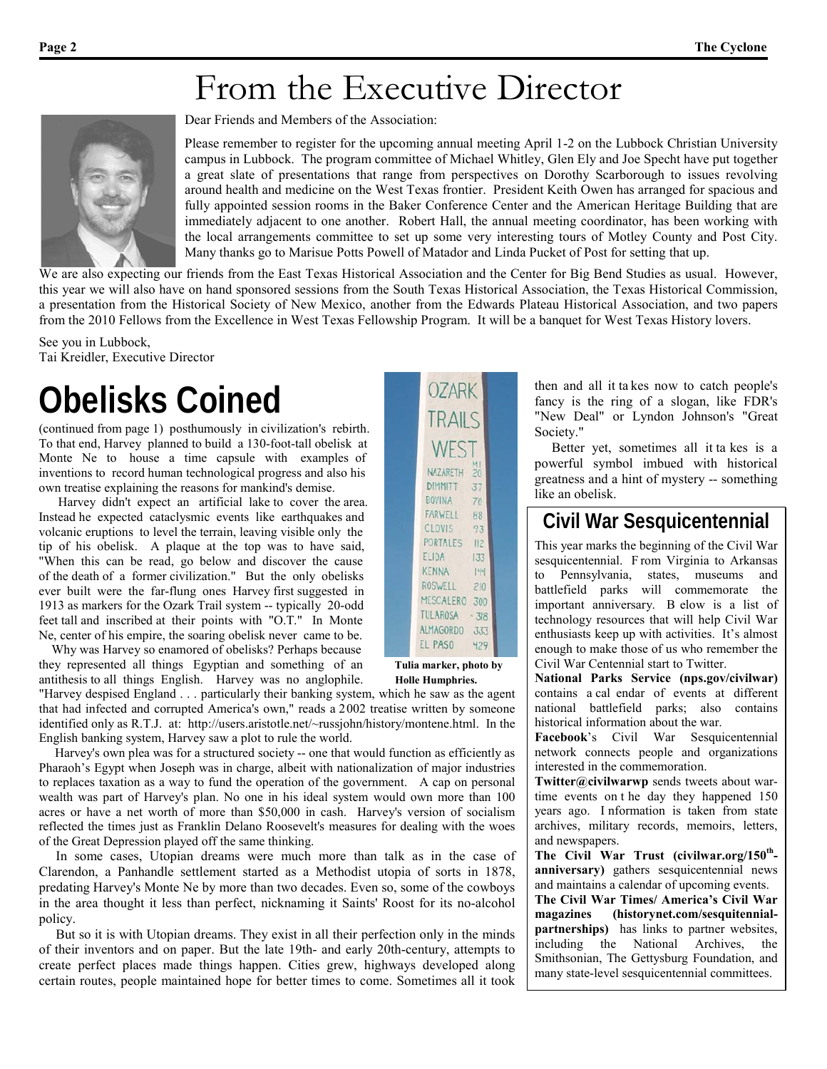# From the Executive Director

Dear Friends and Members of the Association:

Please remember to register for the upcoming annual meeting April 1-2 on the Lubbock Christian University campus in Lubbock. The program committee of Michael Whitley, Glen Ely and Joe Specht have put together a great slate of presentations that range from perspectives on Dorothy Scarborough to issues revolving around health and medicine on the West Texas frontier. President Keith Owen has arranged for spacious and fully appointed session rooms in the Baker Conference Center and the American Heritage Building that are immediately adjacent to one another. Robert Hall, the annual meeting coordinator, has been working with the local arrangements committee to set up some very interesting tours of Motley County and Post City. Many thanks go to Marisue Potts Powell of Matador and Linda Pucket of Post for setting that up.

We are also expecting our friends from the East Texas Historical Association and the Center for Big Bend Studies as usual. However, this year we will also have on hand sponsored sessions from the South Texas Historical Association, the Texas Historical Commission, a presentation from the Historical Society of New Mexico, another from the Edwards Plateau Historical Association, and two papers from the 2010 Fellows from the Excellence in West Texas Fellowship Program. It will be a banquet for West Texas History lovers.

See you in Lubbock,
Tai Kreidler, Executive Director

# Obelisks Coined

(continued from page 1) posthumously in civilization's rebirth. To that end, Harvey planned to build a 130-foot-tall obelisk at Monte Ne to house a time capsule with examples of inventions to record human technological progress and also his own treatise explaining the reasons for mankind's demise.

Harvey didn't expect an artificial lake to cover the area. Instead he expected cataclysmic events like earthquakes and volcanic eruptions to level the terrain, leaving visible only the tip of his obelisk. A plaque at the top was to have said, "When this can be read, go below and discover the cause of the death of a former civilization." But the only obelisks ever built were the far-flung ones Harvey first suggested in 1913 as markers for the Ozark Trail system -- typically 20-odd feet tall and inscribed at their points with "O.T." In Monte Ne, center of his empire, the soaring obelisk never came to be.

Why was Harvey so enamored of obelisks? Perhaps because they represented all things Egyptian and something of an antithesis to all things English. Harvey was no anglophile. "Harvey despised England . . . particularly their banking system, which he saw as the agent that had infected and corrupted America's own," reads a 2002 treatise written by someone identified only as R.T.J. at: http://users.aristotle.net/~russjohn/history/montene.html. In the English banking system, Harvey saw a plot to rule the world.

Tulia marker, photo by Holle Humphries.

Harvey's own plea was for a structured society -- one that would function as efficiently as Pharaoh's Egypt when Joseph was in charge, albeit with nationalization of major industries to replaces taxation as a way to fund the operation of the government. A cap on personal wealth was part of Harvey's plan. No one in his ideal system would own more than 100 acres or have a net worth of more than $50,000 in cash. Harvey's version of socialism reflected the times just as Franklin Delano Roosevelt's measures for dealing with the woes of the Great Depression played off the same thinking.

In some cases, Utopian dreams were much more than talk as in the case of Clarendon, a Panhandle settlement started as a Methodist utopia of sorts in 1878, predating Harvey's Monte Ne by more than two decades. Even so, some of the cowboys in the area thought it less than perfect, nicknaming it Saints' Roost for its no-alcohol policy.

But so it is with Utopian dreams. They exist in all their perfection only in the minds of their inventors and on paper. But the late 19th- and early 20th-century, attempts to create perfect places made things happen. Cities grew, highways developed along certain routes, people maintained hope for better times to come. Sometimes all it took then and all it takes now to catch people's fancy is the ring of a slogan, like FDR's "New Deal" or Lyndon Johnson's "Great Society."

Better yet, sometimes all it takes is a powerful symbol imbued with historical greatness and a hint of mystery -- something like an obelisk.

## Civil War Sesquicentennial

This year marks the beginning of the Civil War sesquicentennial. From Virginia to Arkansas to Pennsylvania, states, museums and battlefield parks will commemorate the important anniversary. Below is a list of technology resources that will help Civil War enthusiasts keep up with activities. It's almost enough to make those of us who remember the Civil War Centennial start to Twitter.

**National Parks Service (nps.gov/civilwar)** contains a calendar of events at different national battlefield parks; also contains historical information about the war.

**Facebook**'s Civil War Sesquicentennial network connects people and organizations interested in the commemoration.

**Twitter@civilwarwp** sends tweets about wartime events on the day they happened 150 years ago. Information is taken from state archives, military records, memoirs, letters, and newspapers.

**The Civil War Trust (civilwar.org/150th-anniversary)** gathers sesquicentennial news and maintains a calendar of upcoming events.

**The Civil War Times/ America's Civil War magazines (historynet.com/sesquitennial-partnerships)** has links to partner websites, including the National Archives, the Smithsonian, The Gettysburg Foundation, and many state-level sesquicentennial committees.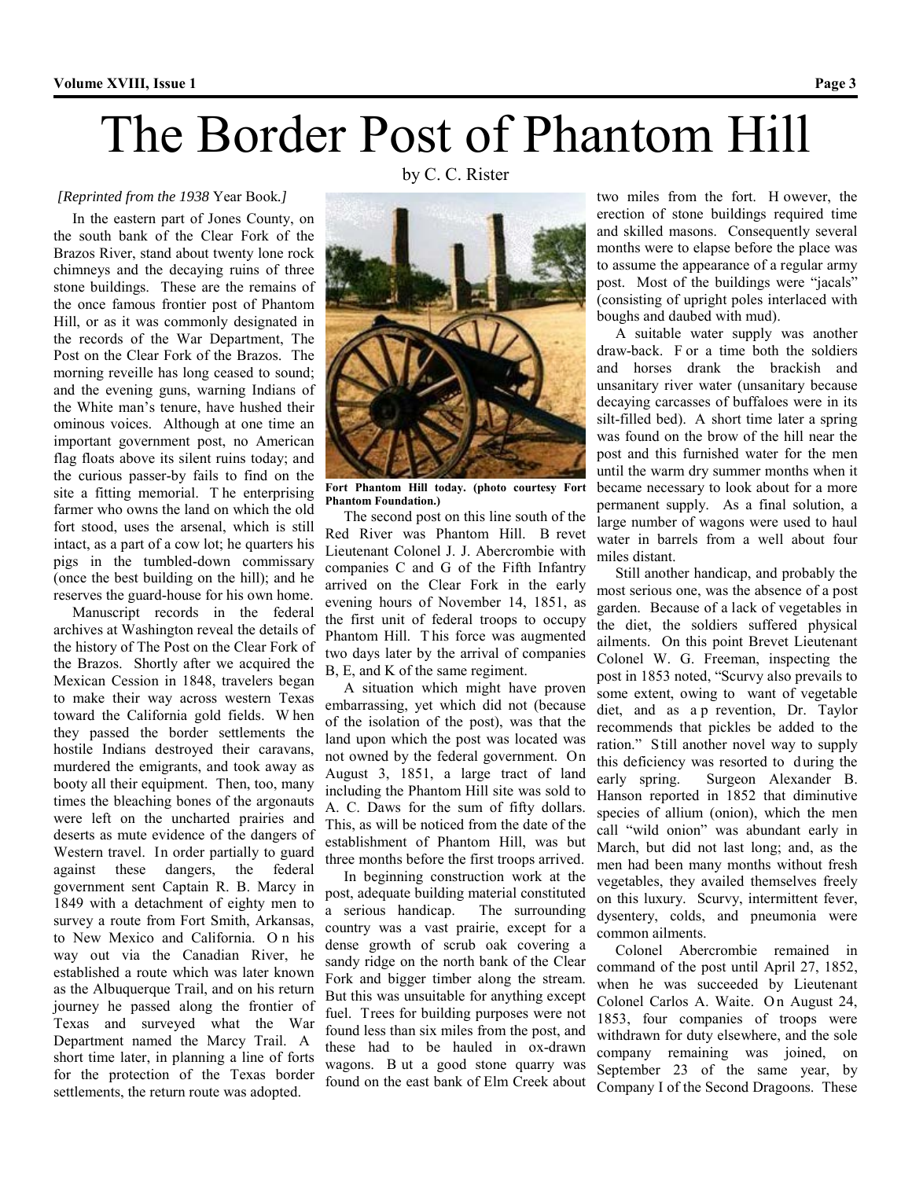# The Border Post of Phantom Hill

by C. C. Rister

*[Reprinted from the 1938* Year Book*.]*

In the eastern part of Jones County, on the south bank of the Clear Fork of the Brazos River, stand about twenty lone rock chimneys and the decaying ruins of three stone buildings. These are the remains of the once famous frontier post of Phantom Hill, or as it was commonly designated in the records of the War Department, The Post on the Clear Fork of the Brazos. The morning reveille has long ceased to sound; and the evening guns, warning Indians of the White man's tenure, have hushed their ominous voices. Although at one time an important government post, no American flag floats above its silent ruins today; and the curious passer-by fails to find on the site a fitting memorial. The enterprising farmer who owns the land on which the old fort stood, uses the arsenal, which is still intact, as a part of a cow lot; he quarters his pigs in the tumbled-down commissary (once the best building on the hill); and he reserves the guard-house for his own home.

Manuscript records in the federal archives at Washington reveal the details of the history of The Post on the Clear Fork of the Brazos. Shortly after we acquired the Mexican Cession in 1848, travelers began to make their way across western Texas toward the California gold fields. When they passed the border settlements the hostile Indians destroyed their caravans, murdered the emigrants, and took away as booty all their equipment. Then, too, many times the bleaching bones of the argonauts were left on the uncharted prairies and deserts as mute evidence of the dangers of Western travel. In order partially to guard against these dangers, the federal government sent Captain R. B. Marcy in 1849 with a detachment of eighty men to survey a route from Fort Smith, Arkansas, to New Mexico and California. On his way out via the Canadian River, he established a route which was later known as the Albuquerque Trail, and on his return journey he passed along the frontier of Texas and surveyed what the War Department named the Marcy Trail. A short time later, in planning a line of forts for the protection of the Texas border settlements, the return route was adopted.

**Fort Phantom Hill today. (photo courtesy Fort Phantom Foundation.)**

The second post on this line south of the Red River was Phantom Hill. Brevet Lieutenant Colonel J. J. Abercrombie with companies C and G of the Fifth Infantry arrived on the Clear Fork in the early evening hours of November 14, 1851, as the first unit of federal troops to occupy Phantom Hill. This force was augmented two days later by the arrival of companies B, E, and K of the same regiment.

A situation which might have proven embarrassing, yet which did not (because of the isolation of the post), was that the land upon which the post was located was not owned by the federal government. On August 3, 1851, a large tract of land including the Phantom Hill site was sold to A. C. Daws for the sum of fifty dollars. This, as will be noticed from the date of the establishment of Phantom Hill, was but three months before the first troops arrived.

In beginning construction work at the post, adequate building material constituted a serious handicap. The surrounding country was a vast prairie, except for a dense growth of scrub oak covering a sandy ridge on the north bank of the Clear Fork and bigger timber along the stream. But this was unsuitable for anything except fuel. Trees for building purposes were not found less than six miles from the post, and these had to be hauled in ox-drawn wagons. But a good stone quarry was found on the east bank of Elm Creek about two miles from the fort. However, the erection of stone buildings required time and skilled masons. Consequently several months were to elapse before the place was to assume the appearance of a regular army post. Most of the buildings were "jacals" (consisting of upright poles interlaced with boughs and daubed with mud).

A suitable water supply was another draw-back. For a time both the soldiers and horses drank the brackish and unsanitary river water (unsanitary because decaying carcasses of buffaloes were in its silt-filled bed). A short time later a spring was found on the brow of the hill near the post and this furnished water for the men until the warm dry summer months when it became necessary to look about for a more permanent supply. As a final solution, a large number of wagons were used to haul water in barrels from a well about four miles distant.

Still another handicap, and probably the most serious one, was the absence of a post garden. Because of a lack of vegetables in the diet, the soldiers suffered physical ailments. On this point Brevet Lieutenant Colonel W. G. Freeman, inspecting the post in 1853 noted, "Scurvy also prevails to some extent, owing to want of vegetable diet, and as a prevention, Dr. Taylor recommends that pickles be added to the ration." Still another novel way to supply this deficiency was resorted to during the early spring. Surgeon Alexander B. Hanson reported in 1852 that diminutive species of allium (onion), which the men call "wild onion" was abundant early in March, but did not last long; and, as the men had been many months without fresh vegetables, they availed themselves freely on this luxury. Scurvy, intermittent fever, dysentery, colds, and pneumonia were common ailments.

Colonel Abercrombie remained in command of the post until April 27, 1852, when he was succeeded by Lieutenant Colonel Carlos A. Waite. On August 24, 1853, four companies of troops were withdrawn for duty elsewhere, and the sole company remaining was joined, on September 23 of the same year, by Company I of the Second Dragoons. These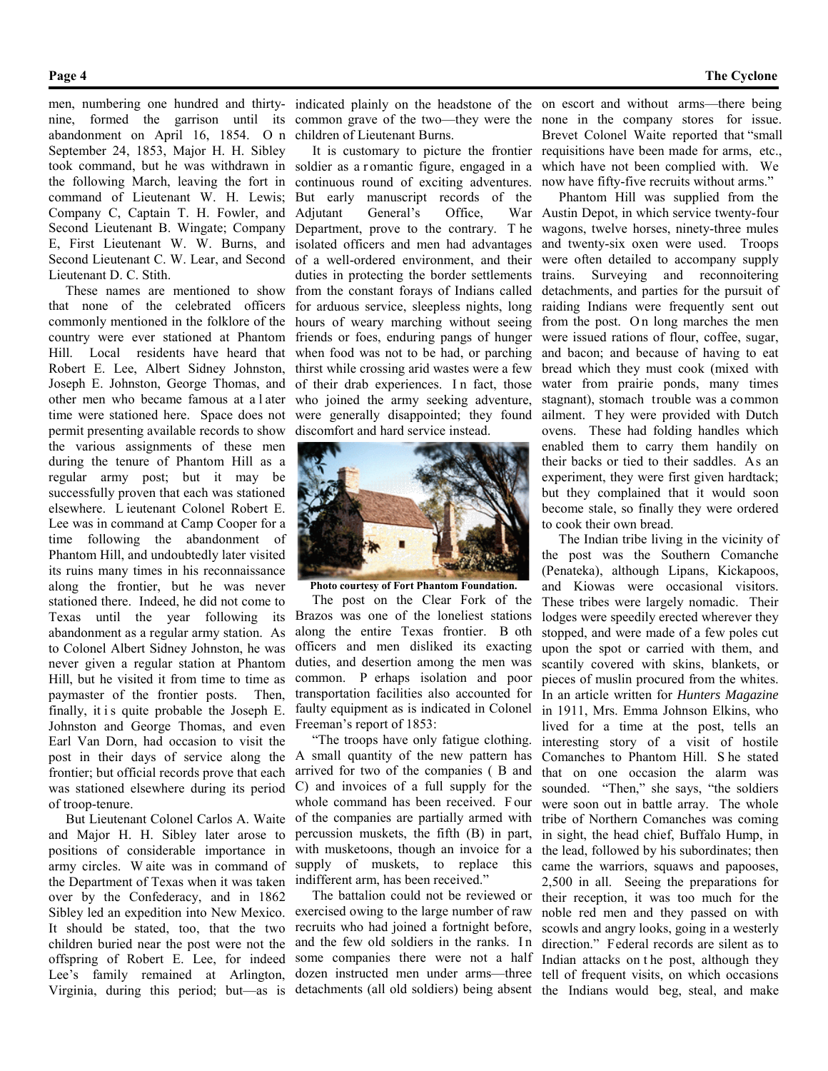men, numbering one hundred and thirty-nine, formed the garrison until its abandonment on April 16, 1854. On September 24, 1853, Major H. H. Sibley took command, but he was withdrawn in the following March, leaving the fort in command of Lieutenant W. H. Lewis; Company C, Captain T. H. Fowler, and Second Lieutenant B. Wingate; Company E, First Lieutenant W. W. Burns, and Second Lieutenant C. W. Lear, and Second Lieutenant D. C. Stith.

These names are mentioned to show that none of the celebrated officers commonly mentioned in the folklore of the country were ever stationed at Phantom Hill. Local residents have heard that Robert E. Lee, Albert Sidney Johnston, Joseph E. Johnston, George Thomas, and other men who became famous at a later time were stationed here. Space does not permit presenting available records to show the various assignments of these men during the tenure of Phantom Hill as a regular army post; but it may be successfully proven that each was stationed elsewhere. Lieutenant Colonel Robert E. Lee was in command at Camp Cooper for a time following the abandonment of Phantom Hill, and undoubtedly later visited its ruins many times in his reconnaissance along the frontier, but he was never stationed there. Indeed, he did not come to Texas until the year following its abandonment as a regular army station. As to Colonel Albert Sidney Johnston, he was never given a regular station at Phantom Hill, but he visited it from time to time as paymaster of the frontier posts. Then, finally, it is quite probable the Joseph E. Johnston and George Thomas, and even Earl Van Dorn, had occasion to visit the post in their days of service along the frontier; but official records prove that each was stationed elsewhere during its period of troop-tenure.

But Lieutenant Colonel Carlos A. Waite and Major H. H. Sibley later arose to positions of considerable importance in army circles. Waite was in command of the Department of Texas when it was taken over by the Confederacy, and in 1862 Sibley led an expedition into New Mexico. It should be stated, too, that the two children buried near the post were not the offspring of Robert E. Lee, for indeed Lee's family remained at Arlington, Virginia, during this period; but—as is indicated plainly on the headstone of the common grave of the two—they were the children of Lieutenant Burns.

It is customary to picture the frontier soldier as a romantic figure, engaged in a continuous round of exciting adventures. But early manuscript records of the Adjutant General's Office, War Department, prove to the contrary. The isolated officers and men had advantages of a well-ordered environment, and their duties in protecting the border settlements from the constant forays of Indians called for arduous service, sleepless nights, long hours of weary marching without seeing friends or foes, enduring pangs of hunger when food was not to be had, or parching thirst while crossing arid wastes were a few of their drab experiences. In fact, those who joined the army seeking adventure, were generally disappointed; they found discomfort and hard service instead.

**Photo courtesy of Fort Phantom Foundation.**

The post on the Clear Fork of the Brazos was one of the loneliest stations along the entire Texas frontier. Both officers and men disliked its exacting duties, and desertion among the men was common. Perhaps isolation and poor transportation facilities also accounted for faulty equipment as is indicated in Colonel Freeman's report of 1853:

"The troops have only fatigue clothing. A small quantity of the new pattern has arrived for two of the companies (B and C) and invoices of a full supply for the whole command has been received. Four of the companies are partially armed with percussion muskets, the fifth (B) in part, with musketoons, though an invoice for a supply of muskets, to replace this indifferent arm, has been received."

The battalion could not be reviewed or exercised owing to the large number of raw recruits who had joined a fortnight before, and the few old soldiers in the ranks. In some companies there were not a half dozen instructed men under arms—three detachments (all old soldiers) being absent on escort and without arms—there being none in the company stores for issue. Brevet Colonel Waite reported that "small requisitions have been made for arms, etc., which have not been complied with. We now have fifty-five recruits without arms."

Phantom Hill was supplied from the Austin Depot, in which service twenty-four wagons, twelve horses, ninety-three mules and twenty-six oxen were used. Troops were often detailed to accompany supply trains. Surveying and reconnoitering detachments, and parties for the pursuit of raiding Indians were frequently sent out from the post. On long marches the men were issued rations of flour, coffee, sugar, and bacon; and because of having to eat bread which they must cook (mixed with water from prairie ponds, many times stagnant), stomach trouble was a common ailment. They were provided with Dutch ovens. These had folding handles which enabled them to carry them handily on their backs or tied to their saddles. As an experiment, they were first given hardtack; but they complained that it would soon become stale, so finally they were ordered to cook their own bread.

The Indian tribe living in the vicinity of the post was the Southern Comanche (Penateka), although Lipans, Kickapoos, and Kiowas were occasional visitors. These tribes were largely nomadic. Their lodges were speedily erected wherever they stopped, and were made of a few poles cut upon the spot or carried with them, and scantily covered with skins, blankets, or pieces of muslin procured from the whites. In an article written for *Hunters Magazine* in 1911, Mrs. Emma Johnson Elkins, who lived for a time at the post, tells an interesting story of a visit of hostile Comanches to Phantom Hill. She stated that on one occasion the alarm was sounded. "Then," she says, "the soldiers were soon out in battle array. The whole tribe of Northern Comanches was coming in sight, the head chief, Buffalo Hump, in the lead, followed by his subordinates; then came the warriors, squaws and papooses, 2,500 in all. Seeing the preparations for their reception, it was too much for the noble red men and they passed on with scowls and angry looks, going in a westerly direction." Federal records are silent as to Indian attacks on the post, although they tell of frequent visits, on which occasions the Indians would beg, steal, and make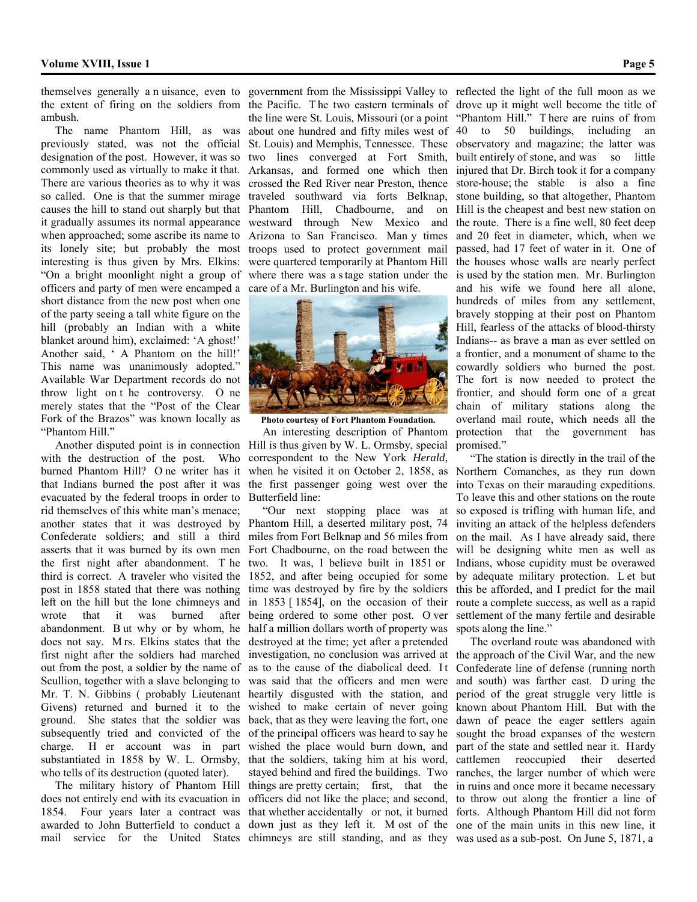themselves generally a nuisance, even to the extent of firing on the soldiers from ambush.

The name Phantom Hill, as was previously stated, was not the official designation of the post. However, it was so commonly used as virtually to make it that. There are various theories as to why it was so called. One is that the summer mirage causes the hill to stand out sharply but that it gradually assumes its normal appearance when approached; some ascribe its name to its lonely site; but probably the most interesting is thus given by Mrs. Elkins: "On a bright moonlight night a group of officers and party of men were encamped a short distance from the new post when one of the party seeing a tall white figure on the hill (probably an Indian with a white blanket around him), exclaimed: 'A ghost!' Another said, 'A Phantom on the hill!' This name was unanimously adopted." Available War Department records do not throw light on the controversy. One merely states that the "Post of the Clear Fork of the Brazos" was known locally as "Phantom Hill."

Another disputed point is in connection with the destruction of the post. Who burned Phantom Hill? One writer has it that Indians burned the post after it was evacuated by the federal troops in order to rid themselves of this white man's menace; another states that it was destroyed by Confederate soldiers; and still a third asserts that it was burned by its own men the first night after abandonment. The third is correct. A traveler who visited the post in 1858 stated that there was nothing left on the hill but the lone chimneys and wrote that it was burned after abandonment. But why or by whom, he does not say. Mrs. Elkins states that the first night after the soldiers had marched out from the post, a soldier by the name of Scullion, together with a slave belonging to Mr. T. N. Gibbins (probably Lieutenant Givens) returned and burned it to the ground. She states that the soldier was subsequently tried and convicted of the charge. Her account was in part substantiated in 1858 by W. L. Ormsby, who tells of its destruction (quoted later).

The military history of Phantom Hill does not entirely end with its evacuation in 1854. Four years later a contract was awarded to John Butterfield to conduct a mail service for the United States government from the Mississippi Valley to the Pacific. The two eastern terminals of the line were St. Louis, Missouri (or a point about one hundred and fifty miles west of St. Louis) and Memphis, Tennessee. These two lines converged at Fort Smith, Arkansas, and formed one which then crossed the Red River near Preston, thence traveled southward via forts Belknap, Phantom Hill, Chadbourne, and on westward through New Mexico and Arizona to San Francisco. Many times troops used to protect government mail were quartered temporarily at Phantom Hill where there was a stage station under the care of a Mr. Burlington and his wife.

**Photo courtesy of Fort Phantom Foundation.**

An interesting description of Phantom Hill is thus given by W. L. Ormsby, special correspondent to the New York *Herald*, when he visited it on October 2, 1858, as the first passenger going west over the Butterfield line:

"Our next stopping place was at Phantom Hill, a deserted military post, 74 miles from Fort Belknap and 56 miles from Fort Chadbourne, on the road between the two. It was, I believe built in 1851 or 1852, and after being occupied for some time was destroyed by fire by the soldiers in 1853 [1854], on the occasion of their being ordered to some other post. Over half a million dollars worth of property was destroyed at the time; yet after a pretended investigation, no conclusion was arrived at as to the cause of the diabolical deed. It was said that the officers and men were heartily disgusted with the station, and wished to make certain of never going back, that as they were leaving the fort, one of the principal officers was heard to say he wished the place would burn down, and that the soldiers, taking him at his word, stayed behind and fired the buildings. Two things are pretty certain; first, that the officers did not like the place; and second, that whether accidentally or not, it burned down just as they left it. Most of the chimneys are still standing, and as they reflected the light of the full moon as we drove up it might well become the title of "Phantom Hill." There are ruins of from 40 to 50 buildings, including an observatory and magazine; the latter was built entirely of stone, and was so little injured that Dr. Birch took it for a company store-house; the stable is also a fine stone building, so that altogether, Phantom Hill is the cheapest and best new station on the route. There is a fine well, 80 feet deep and 20 feet in diameter, which, when we passed, had 17 feet of water in it. One of the houses whose walls are nearly perfect is used by the station men. Mr. Burlington and his wife we found here all alone, hundreds of miles from any settlement, bravely stopping at their post on Phantom Hill, fearless of the attacks of blood-thirsty Indians-- as brave a man as ever settled on a frontier, and a monument of shame to the cowardly soldiers who burned the post. The fort is now needed to protect the frontier, and should form one of a great chain of military stations along the overland mail route, which needs all the protection that the government has promised."

"The station is directly in the trail of the Northern Comanches, as they run down into Texas on their marauding expeditions. To leave this and other stations on the route so exposed is trifling with human life, and inviting an attack of the helpless defenders on the mail. As I have already said, there will be designing white men as well as Indians, whose cupidity must be overawed by adequate military protection. Let but this be afforded, and I predict for the mail route a complete success, as well as a rapid settlement of the many fertile and desirable spots along the line."

The overland route was abandoned with the approach of the Civil War, and the new Confederate line of defense (running north and south) was farther east. During the period of the great struggle very little is known about Phantom Hill. But with the dawn of peace the eager settlers again sought the broad expanses of the western part of the state and settled near it. Hardy cattlemen reoccupied their deserted ranches, the larger number of which were in ruins and once more it became necessary to throw out along the frontier a line of forts. Although Phantom Hill did not form one of the main units in this new line, it was used as a sub-post. On June 5, 1871, a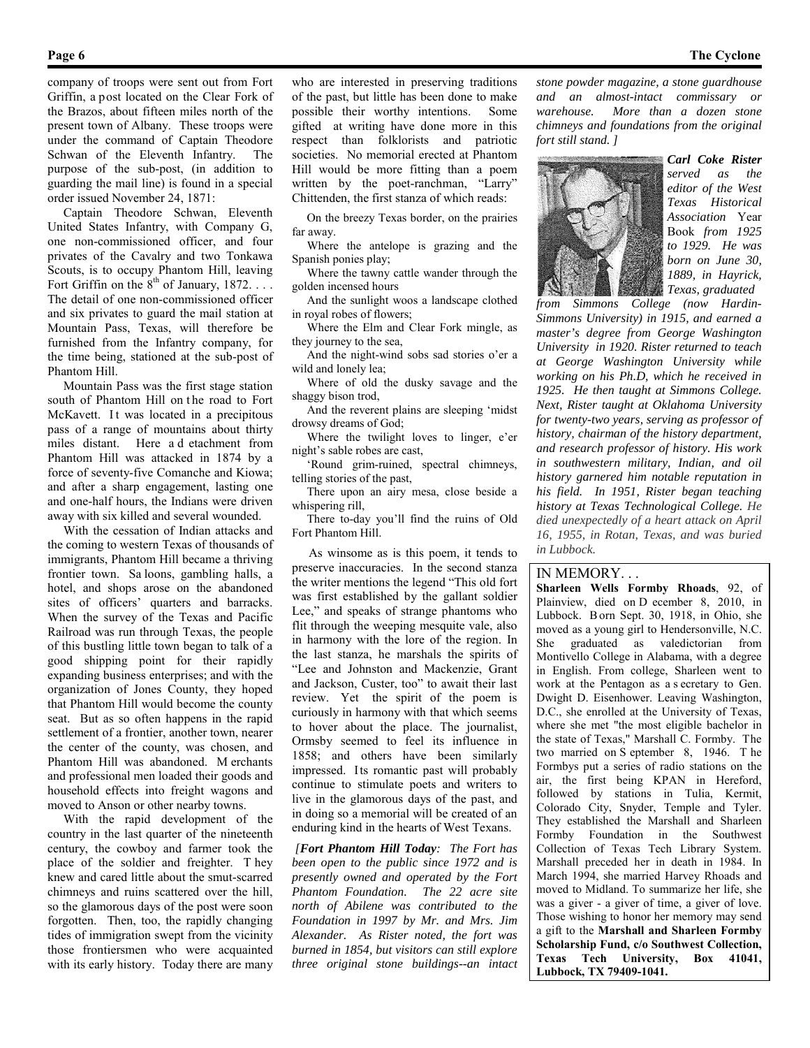company of troops were sent out from Fort Griffin, a post located on the Clear Fork of the Brazos, about fifteen miles north of the present town of Albany. These troops were under the command of Captain Theodore Schwan of the Eleventh Infantry. The purpose of the sub-post, (in addition to guarding the mail line) is found in a special order issued November 24, 1871:

Captain Theodore Schwan, Eleventh United States Infantry, with Company G, one non-commissioned officer, and four privates of the Cavalry and two Tonkawa Scouts, is to occupy Phantom Hill, leaving Fort Griffin on the 8th of January, 1872. . . . The detail of one non-commissioned officer and six privates to guard the mail station at Mountain Pass, Texas, will therefore be furnished from the Infantry company, for the time being, stationed at the sub-post of Phantom Hill.

Mountain Pass was the first stage station south of Phantom Hill on the road to Fort McKavett. It was located in a precipitous pass of a range of mountains about thirty miles distant. Here a detachment from Phantom Hill was attacked in 1874 by a force of seventy-five Comanche and Kiowa; and after a sharp engagement, lasting one and one-half hours, the Indians were driven away with six killed and several wounded.

With the cessation of Indian attacks and the coming to western Texas of thousands of immigrants, Phantom Hill became a thriving frontier town. Saloons, gambling halls, a hotel, and shops arose on the abandoned sites of officers' quarters and barracks. When the survey of the Texas and Pacific Railroad was run through Texas, the people of this bustling little town began to talk of a good shipping point for their rapidly expanding business enterprises; and with the organization of Jones County, they hoped that Phantom Hill would become the county seat. But as so often happens in the rapid settlement of a frontier, another town, nearer the center of the county, was chosen, and Phantom Hill was abandoned. Merchants and professional men loaded their goods and household effects into freight wagons and moved to Anson or other nearby towns.

With the rapid development of the country in the last quarter of the nineteenth century, the cowboy and farmer took the place of the soldier and freighter. They knew and cared little about the smut-scarred chimneys and ruins scattered over the hill, so the glamorous days of the post were soon forgotten. Then, too, the rapidly changing tides of immigration swept from the vicinity those frontiersmen who were acquainted with its early history. Today there are many who are interested in preserving traditions of the past, but little has been done to make possible their worthy intentions. Some gifted at writing have done more in this respect than folklorists and patriotic societies. No memorial erected at Phantom Hill would be more fitting than a poem written by the poet-ranchman, "Larry" Chittenden, the first stanza of which reads:

On the breezy Texas border, on the prairies far away,
Where the antelope is grazing and the Spanish ponies play;
Where the tawny cattle wander through the golden incensed hours
And the sunlight woos a landscape clothed in royal robes of flowers;
Where the Elm and Clear Fork mingle, as they journey to the sea,
And the night-wind sobs sad stories o'er a wild and lonely lea;
Where of old the dusky savage and the shaggy bison trod,
And the reverent plains are sleeping 'midst drowsy dreams of God;
Where the twilight loves to linger, e'er night's sable robes are cast,
'Round grim-ruined, spectral chimneys, telling stories of the past,
There upon an airy mesa, close beside a whispering rill,
There to-day you'll find the ruins of Old Fort Phantom Hill.

As winsome as is this poem, it tends to preserve inaccuracies. In the second stanza the writer mentions the legend "This old fort was first established by the gallant soldier Lee," and speaks of strange phantoms who flit through the weeping mesquite vale, also in harmony with the lore of the region. In the last stanza, he marshals the spirits of "Lee and Johnston and Mackenzie, Grant and Jackson, Custer, too" to await their last review. Yet the spirit of the poem is curiously in harmony with that which seems to hover about the place. The journalist, Ormsby seemed to feel its influence in 1858; and others have been similarly impressed. Its romantic past will probably continue to stimulate poets and writers to live in the glamorous days of the past, and in doing so a memorial will be created of an enduring kind in the hearts of West Texans.

*[**Fort Phantom Hill Today**: The Fort has been open to the public since 1972 and is presently owned and operated by the Fort Phantom Foundation. The 22 acre site north of Abilene was contributed to the Foundation in 1997 by Mr. and Mrs. Jim Alexander. As Rister noted, the fort was burned in 1854, but visitors can still explore three original stone buildings--an intact stone powder magazine, a stone guardhouse and an almost-intact commissary or warehouse. More than a dozen stone chimneys and foundations from the original fort still stand. ]*

***Carl Coke Rister** served as the editor of the West Texas Historical Association* Year Book *from 1925 to 1929. He was born on June 30, 1889, in Hayrick, Texas, graduated from Simmons College (now Hardin-Simmons University) in 1915, and earned a master's degree from George Washington University in 1920. Rister returned to teach at George Washington University while working on his Ph.D, which he received in 1925. He then taught at Simmons College. Next, Rister taught at Oklahoma University for twenty-two years, serving as professor of history, chairman of the history department, and research professor of history. His work in southwestern military, Indian, and oil history garnered him notable reputation in his field. In 1951, Rister began teaching history at Texas Technological College. He died unexpectedly of a heart attack on April 16, 1955, in Rotan, Texas, and was buried in Lubbock.*

IN MEMORY. . .

**Sharleen Wells Formby Rhoads**, 92, of Plainview, died on December 8, 2010, in Lubbock. Born Sept. 30, 1918, in Ohio, she moved as a young girl to Hendersonville, N.C. She graduated as valedictorian from Montivello College in Alabama, with a degree in English. From college, Sharleen went to work at the Pentagon as a secretary to Gen. Dwight D. Eisenhower. Leaving Washington, D.C., she enrolled at the University of Texas, where she met "the most eligible bachelor in the state of Texas," Marshall C. Formby. The two married on September 8, 1946. The Formbys put a series of radio stations on the air, the first being KPAN in Hereford, followed by stations in Tulia, Kermit, Colorado City, Snyder, Temple and Tyler. They established the Marshall and Sharleen Formby Foundation in the Southwest Collection of Texas Tech Library System. Marshall preceded her in death in 1984. In March 1994, she married Harvey Rhoads and moved to Midland. To summarize her life, she was a giver - a giver of time, a giver of love. Those wishing to honor her memory may send a gift to the **Marshall and Sharleen Formby Scholarship Fund, c/o Southwest Collection, Texas Tech University, Box 41041, Lubbock, TX 79409-1041.**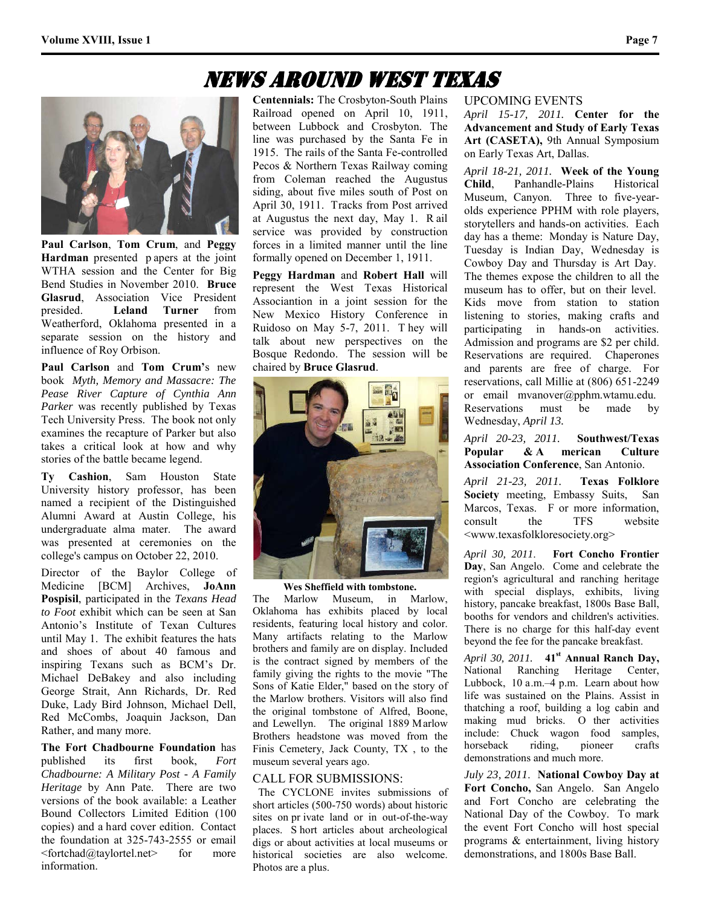# NEWS AROUND WEST TEXAS

**Paul Carlson**, **Tom Crum**, and **Peggy Hardman** presented papers at the joint WTHA session and the Center for Big Bend Studies in November 2010. **Bruce Glasrud**, Association Vice President presided. **Leland Turner** from Weatherford, Oklahoma presented in a separate session on the history and influence of Roy Orbison.

**Paul Carlson** and **Tom Crum**'s new book *Myth, Memory and Massacre: The Pease River Capture of Cynthia Ann Parker* was recently published by Texas Tech University Press. The book not only examines the recapture of Parker but also takes a critical look at how and why stories of the battle became legend.

**Ty Cashion**, Sam Houston State University history professor, has been named a recipient of the Distinguished Alumni Award at Austin College, his undergraduate alma mater. The award was presented at ceremonies on the college's campus on October 22, 2010.

Director of the Baylor College of Medicine [BCM] Archives, **JoAnn Pospisil**, participated in the *Texans Head to Foot* exhibit which can be seen at San Antonio's Institute of Texan Cultures until May 1. The exhibit features the hats and shoes of about 40 famous and inspiring Texans such as BCM's Dr. Michael DeBakey and also including George Strait, Ann Richards, Dr. Red Duke, Lady Bird Johnson, Michael Dell, Red McCombs, Joaquin Jackson, Dan Rather, and many more.

**The Fort Chadbourne Foundation** has published its first book, *Fort Chadbourne: A Military Post - A Family Heritage* by Ann Pate. There are two versions of the book available: a Leather Bound Collectors Limited Edition (100 copies) and a hard cover edition. Contact the foundation at 325-743-2555 or email <fortchad@taylortel.net> for more information.

**Centennials:** The Crosbyton-South Plains Railroad opened on April 10, 1911, between Lubbock and Crosbyton. The line was purchased by the Santa Fe in 1915. The rails of the Santa Fe-controlled Pecos & Northern Texas Railway coming from Coleman reached the Augustus siding, about five miles south of Post on April 30, 1911. Tracks from Post arrived at Augustus the next day, May 1. Rail service was provided by construction forces in a limited manner until the line formally opened on December 1, 1911.

**Peggy Hardman** and **Robert Hall** will represent the West Texas Historical Associantion in a joint session for the New Mexico History Conference in Ruidoso on May 5-7, 2011. They will talk about new perspectives on the Bosque Redondo. The session will be chaired by **Bruce Glasrud**.

**Wes Sheffield with tombstone.**

The Marlow Museum, in Marlow, Oklahoma has exhibits placed by local residents, featuring local history and color. Many artifacts relating to the Marlow brothers and family are on display. Included is the contract signed by members of the family giving the rights to the movie "The Sons of Katie Elder," based on the story of the Marlow brothers. Visitors will also find the original tombstone of Alfred, Boone, and Lewellyn. The original 1889 Marlow Brothers headstone was moved from the Finis Cemetery, Jack County, TX , to the museum several years ago.

## CALL FOR SUBMISSIONS:

The CYCLONE invites submissions of short articles (500-750 words) about historic sites on private land or in out-of-the-way places. Short articles about archeological digs or about activities at local museums or historical societies are also welcome. Photos are a plus.

## UPCOMING EVENTS

*April 15-17, 2011.* **Center for the Advancement and Study of Early Texas Art (CASETA),** 9th Annual Symposium on Early Texas Art, Dallas.

*April 18-21, 2011.* **Week of the Young Child**, Panhandle-Plains Historical Museum, Canyon. Three to five-year-olds experience PPHM with role players, storytellers and hands-on activities. Each day has a theme: Monday is Nature Day, Tuesday is Indian Day, Wednesday is Cowboy Day and Thursday is Art Day. The themes expose the children to all the museum has to offer, but on their level. Kids move from station to station listening to stories, making crafts and participating in hands-on activities. Admission and programs are $2 per child. Reservations are required. Chaperones and parents are free of charge. For reservations, call Millie at (806) 651-2249 or email mvanover@pphm.wtamu.edu. Reservations must be made by Wednesday, *April 13.*

*April 20-23, 2011.* **Southwest/Texas Popular & American Culture Association Conference**, San Antonio.

*April 21-23, 2011.* **Texas Folklore Society** meeting, Embassy Suits, San Marcos, Texas. For more information, consult the TFS website <www.texasfolkloresociety.org>

*April 30, 2011.* **Fort Concho Frontier Day**, San Angelo. Come and celebrate the region's agricultural and ranching heritage with special displays, exhibits, living history, pancake breakfast, 1800s Base Ball, booths for vendors and children's activities. There is no charge for this half-day event beyond the fee for the pancake breakfast.

*April 30, 2011.* **41st Annual Ranch Day,** National Ranching Heritage Center, Lubbock, 10 a.m.–4 p.m. Learn about how life was sustained on the Plains. Assist in thatching a roof, building a log cabin and making mud bricks. Other activities include: Chuck wagon food samples, horseback riding, pioneer crafts demonstrations and much more.

*July 23, 2011.* **National Cowboy Day at Fort Concho,** San Angelo. San Angelo and Fort Concho are celebrating the National Day of the Cowboy. To mark the event Fort Concho will host special programs & entertainment, living history demonstrations, and 1800s Base Ball.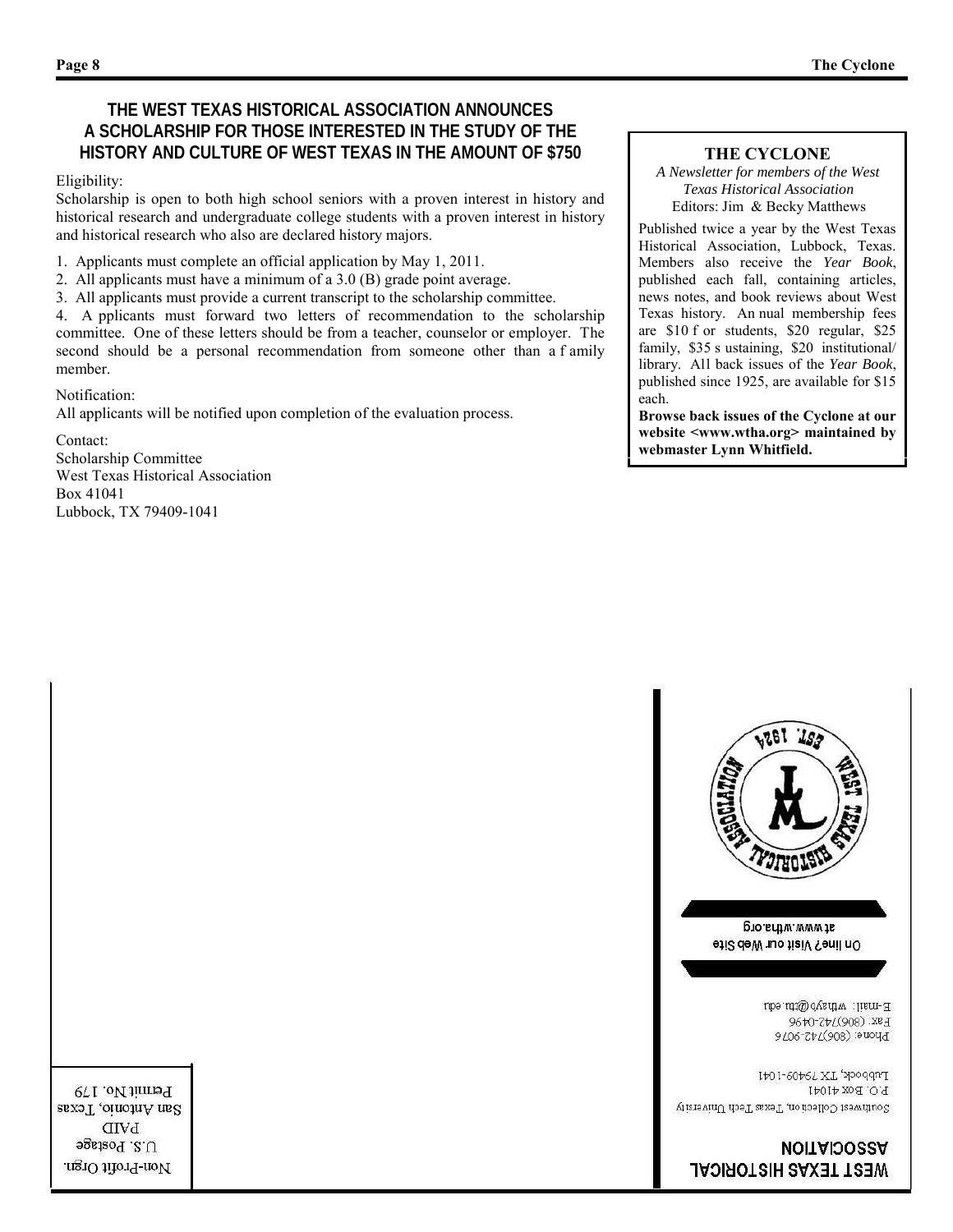## THE WEST TEXAS HISTORICAL ASSOCIATION ANNOUNCES A SCHOLARSHIP FOR THOSE INTERESTED IN THE STUDY OF THE HISTORY AND CULTURE OF WEST TEXAS IN THE AMOUNT OF $750

Eligibility:

Scholarship is open to both high school seniors with a proven interest in history and historical research and undergraduate college students with a proven interest in history and historical research who also are declared history majors.

1. Applicants must complete an official application by May 1, 2011.
2. All applicants must have a minimum of a 3.0 (B) grade point average.
3. All applicants must provide a current transcript to the scholarship committee.
4. Applicants must forward two letters of recommendation to the scholarship committee. One of these letters should be from a teacher, counselor or employer. The second should be a personal recommendation from someone other than a family member.

Notification:

All applicants will be notified upon completion of the evaluation process.

Contact:
Scholarship Committee
West Texas Historical Association
Box 41041
Lubbock, TX 79409-1041

### THE CYCLONE

*A Newsletter for members of the West Texas Historical Association*

Editors: Jim & Becky Matthews

Published twice a year by the West Texas Historical Association, Lubbock, Texas. Members also receive the *Year Book*, published each fall, containing articles, news notes, and book reviews about West Texas history. Annual membership fees are $10 for students, $20 regular, $25 family, $35 sustaining, $20 institutional/library. All back issues of the *Year Book*, published since 1925, are available for $15 each.

**Browse back issues of the Cyclone at our website <www.wtha.org> maintained by webmaster Lynn Whitfield.**

WEST TEXAS HISTORICAL ASSOCIATION
Southwest Collection, Texas Tech University
P.O. Box 41041
Lubbock, TX 79409-1041
Phone: (806)742-9076
Fax: (806)742-0496
E-mail: wthayb@ttu.edu

On line? Visit our Web Site at www.wtha.org

WEST TEXAS HISTORICAL ASSOCIATION EST. 1924

Non-Profit Orgn.
U.S. Postage
PAID
San Antonio, Texas
Permit No. 179